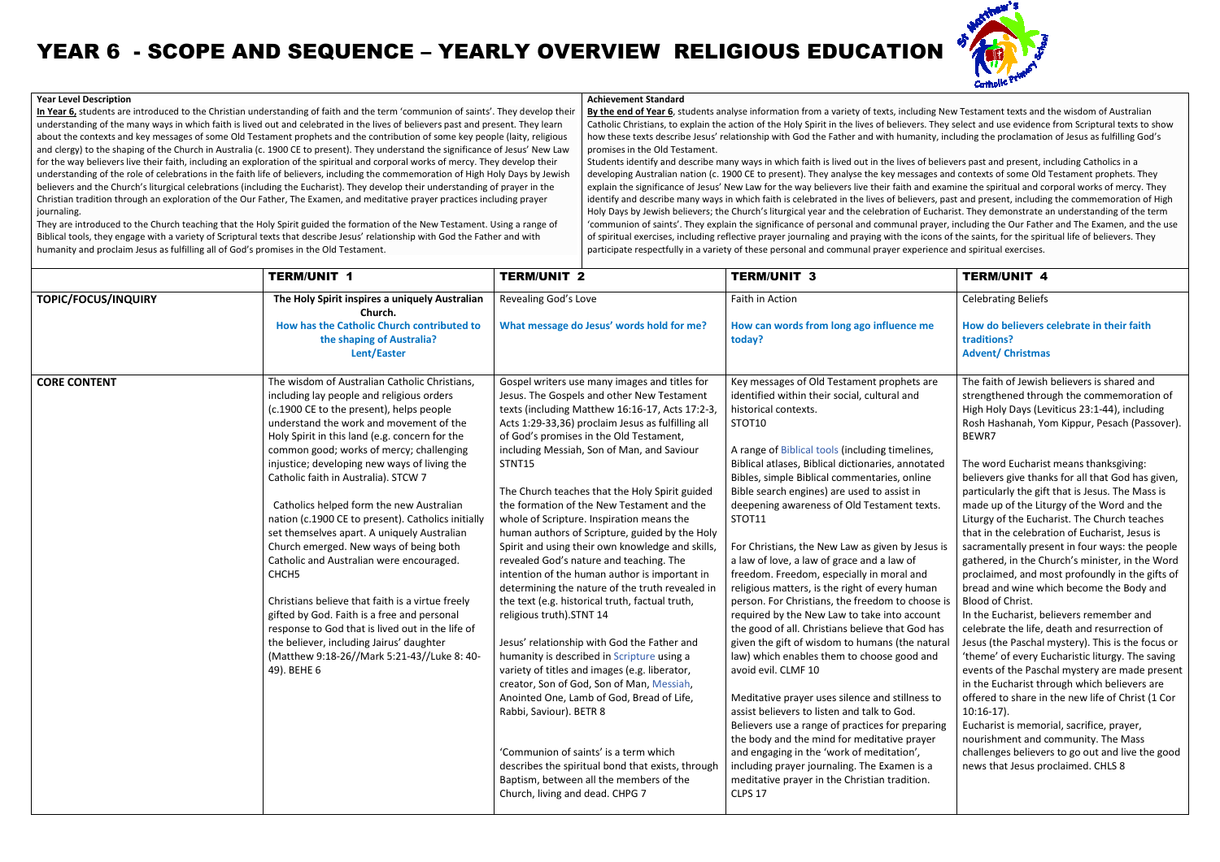# YEAR 6 - SCOPE AND SEQUENCE – YEARLY OVERVIEW RELIGIOUS EDUCATION

**Year Level Description**

**In Year 6,** students are introduced to the Christian understanding of faith and the term 'communion of saints'. They develop their understanding of the many ways in which faith is lived out and celebrated in the lives of believers past and present. They learn about the contexts and key messages of some Old Testament prophets and the contribution of some key people (laity, religious and clergy) to the shaping of the Church in Australia (c. 1900 CE to present). They understand the significance of Jesus' New Law for the way believers live their faith, including an exploration of the spiritual and corporal works of mercy. They develop their understanding of the role of celebrations in the faith life of believers, including the commemoration of High Holy Days by Jewish believers and the Church's liturgical celebrations (including the Eucharist). They develop their understanding of prayer in the Christian tradition through an exploration of the Our Father, The Examen, and meditative prayer practices including prayer journaling.

They are introduced to the Church teaching that the Holy Spirit guided the formation of the New Testament. Using a range of Biblical tools, they engage with a variety of Scriptural texts that describe Jesus' relationship with God the Father and with humanity and proclaim Jesus as fulfilling all of God's promises in the Old Testament.

**Achievement Standard**

**By the end of Year 6**, students analyse information from a variety of texts, including New Testament texts and the wisdom of Australian Catholic Christians, to explain the action of the Holy Spirit in the lives of believers. They select and use evidence from Scriptural texts to show how these texts describe Jesus' relationship with God the Father and with humanity, including the proclamation of Jesus as fulfilling God's promises in the Old Testament.

Students identify and describe many ways in which faith is lived out in the lives of believers past and present, including Catholics in a developing Australian nation (c. 1900 CE to present). They analyse the key messages and contexts of some Old Testament prophets. They explain the significance of Jesus' New Law for the way believers live their faith and examine the spiritual and corporal works of mercy. They identify and describe many ways in which faith is celebrated in the lives of believers, past and present, including the commemoration of High Holy Days by Jewish believers; the Church's liturgical year and the celebration of Eucharist. They demonstrate an understanding of the term 'communion of saints'. They explain the significance of personal and communal prayer, including the Our Father and The Examen, and the use of spiritual exercises, including reflective prayer journaling and praying with the icons of the saints, for the spiritual life of believers. They participate respectfully in a variety of these personal and communal prayer experience and spiritual exercises.

| | TERM/UNIT 1 | TERM/UNIT 2 | TERM/UNIT 3 | TERM/UNIT 4 |
|---|---|---|---|---|
| **TOPIC/FOCUS/INQUIRY** | **The Holy Spirit inspires a uniquely Australian Church.**<br>**How has the Catholic Church contributed to the shaping of Australia?**<br>**Lent/Easter** | Revealing God's Love<br><br>**What message do Jesus' words hold for me?** | Faith in Action<br><br>**How can words from long ago influence me today?** | Celebrating Beliefs<br><br>**How do believers celebrate in their faith traditions?**<br>**Advent/ Christmas** |
| **CORE CONTENT** | The wisdom of Australian Catholic Christians, including lay peoples and religious orders (c.1900 CE to the present), helps people understand the work and movement of the Holy Spirit in this land (e.g. concern for the common good; works of mercy; challenging injustice; developing new ways of living the Catholic faith in Australia). STCW 7<br><br>Catholics helped form the new Australian nation (c.1900 CE to present). Catholics initially set themselves apart. A uniquely Australian Church emerged. New ways of being both Catholic and Australian were encouraged. CHCH5<br><br>Christians believe that faith is a virtue freely gifted by God. Faith is a free and personal response to God that is lived out in the life of the believer, including Jairus' daughter (Matthew 9:18-26//Mark 5:21-43//Luke 8: 40-49). BEHE 6 | Gospel writers use many images and titles for Jesus. The Gospels and other New Testament texts (including Matthew 16:16-17, Acts 17:2-3, Acts 1:29-33,36) proclaim Jesus as fulfilling all of God's promises in the Old Testament, including Messiah, Son of Man, and Saviour STNT15<br><br>The Church teaches that the Holy Spirit guided the formation of the New Testament and the whole of Scripture. Inspiration means the human authors of Scripture, guided by the Holy Spirit and using their own knowledge and skills, revealed God's nature and teaching. The intention of the human author is important in determining the nature of the truth revealed in the text (e.g. historical truth, factual truth, religious truth).STNT 14<br><br>Jesus' relationship with God the Father and humanity is described in Scripture using a variety of titles and images (e.g. liberator, creator, Son of God, Son of Man, Messiah, Anointed One, Lamb of God, Bread of Life, Rabbi, Saviour). BETR 8<br><br>'Communion of saints' is a term which describes the spiritual bond that exists, through Baptism, between all the members of the Church, living and dead. CHPG 7 | Key messages of Old Testament prophets are identified within their social, cultural and historical contexts.<br>STOT10<br><br>A range of Biblical tools (including timelines, Biblical atlases, Biblical dictionaries, annotated Bibles, simple Biblical commentaries, online Bible search engines) are used to assist in deepening awareness of Old Testament texts. STOT11<br><br>For Christians, the New Law as given by Jesus is a law of love, a law of grace and a law of freedom. Freedom, especially in moral and religious matters, is the right of every human person. For Christians, the freedom to choose is required by the New Law to take into account the good of all. Christians believe that God has given the gift of wisdom to humans (the natural law) which enables them to choose good and avoid evil. CLMF 10<br><br>Meditative prayer uses silence and stillness to assist believers to listen and talk to God. Believers use a range of practices for preparing the body and the mind for meditative prayer and engaging in the 'work of meditation', including prayer journaling. The Examen is a meditative prayer in the Christian tradition. CLPS 17 | The faith of Jewish believers is shared and strengthened through the commemoration of High Holy Days (Leviticus 23:1-44), including Rosh Hashanah, Yom Kippur, Pesach (Passover). BEWR7<br><br>The word Eucharist means thanksgiving: believers give thanks for all that God has given, particularly the gift that is Jesus. The Mass is made up of the Liturgy of the Word and the Liturgy of the Eucharist. The Church teaches that in the celebration of Eucharist, Jesus is sacramentally present in four ways: the people gathered, in the Church's minister, in the Word proclaimed, and most profoundly in the gifts of bread and wine which become the Body and Blood of Christ.<br>In the Eucharist, believers remember and celebrate the life, death and resurrection of Jesus (the Paschal mystery). This is the focus or 'theme' of every Eucharistic liturgy. The saving events of the Paschal mystery are made present in the Eucharist through which believers are offered to share in the new life of Christ (1 Cor 10:16-17).<br>Eucharist is memorial, sacrifice, prayer, nourishment and community. The Mass challenges believers to go out and live the good news that Jesus proclaimed. CHLS 8 |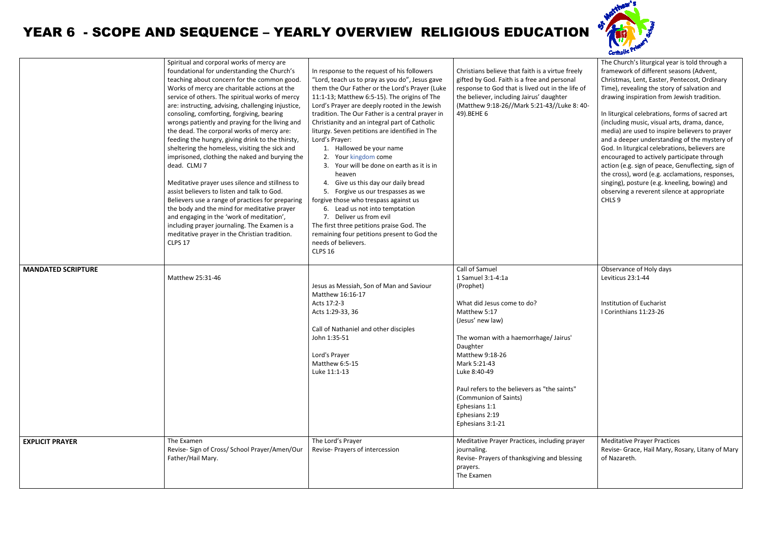# YEAR 6 - SCOPE AND SEQUENCE – YEARLY OVERVIEW RELIGIOUS EDUCATION

| | | | | |
|---|---|---|---|---|
| | Spiritual and corporal works of mercy are foundational for understanding the Church's teaching about concern for the common good. Works of mercy are charitable actions at the service of others. The spiritual works of mercy are: instructing, advising, challenging injustice, consoling, comforting, forgiving, bearing wrongs patiently and praying for the living and the dead. The corporal works of mercy are: feeding the hungry, giving drink to the thirsty, sheltering the homeless, visiting the sick and imprisoned, clothing the naked and burying the dead. CLMJ 7<br><br>Meditative prayer uses silence and stillness to assist believers to listen and talk to God. Believers use a range of practices for preparing the body and the mind for meditative prayer and engaging in the 'work of meditation', including prayer journaling. The Examen is a meditative prayer in the Christian tradition. CLPS 17 | In response to the request of his followers "Lord, teach us to pray as you do", Jesus gave them the Our Father or the Lord's Prayer (Luke 11:1-13; Matthew 6:5-15). The origins of The Lord's Prayer are deeply rooted in the Jewish tradition. The Our Father is a central prayer in Christianity and an integral part of Catholic liturgy. Seven petitions are identified in The Lord's Prayer:<br>1. Hallowed be your name<br>2. Your kingdom come<br>3. Your will be done on earth as it is in heaven<br>4. Give us this day our daily bread<br>5. Forgive us our trespasses as we forgive those who trespass against us<br>6. Lead us not into temptation<br>7. Deliver us from evil<br>The first three petitions praise God. The remaining four petitions present to God the needs of believers.<br>CLPS 16 | Christians believe that faith is a virtue freely gifted by God. Faith is a free and personal response to God that is lived out in the life of the believer, including Jairus' daughter (Matthew 9:18-26//Mark 5:21-43//Luke 8: 40-49).BEHE 6 | The Church's liturgical year is told through a framework of different seasons (Advent, Christmas, Lent, Easter, Pentecost, Ordinary Time), revealing the story of salvation and drawing inspiration from Jewish tradition.<br><br>In liturgical celebrations, forms of sacred art (including music, visual arts, drama, dance, media) are used to inspire believers to prayer and a deeper understanding of the mystery of God. In liturgical celebrations, believers are encouraged to actively participate through action (e.g. sign of peace, Genuflecting, sign of the cross), word (e.g. acclamations, responses, singing), posture (e.g. kneeling, bowing) and observing a reverent silence at appropriate<br>CHLS 9 |
| **MANDATED SCRIPTURE** | Matthew 25:31-46 | Jesus as Messiah, Son of Man and Saviour<br>Matthew 16:16-17<br>Acts 17:2-3<br>Acts 1:29-33, 36<br><br>Call of Nathaniel and other disciples<br>John 1:35-51<br><br>Lord's Prayer<br>Matthew 6:5-15<br>Luke 11:1-13 | Call of Samuel<br>1 Samuel 3:1-4:1a<br>(Prophet)<br><br>What did Jesus come to do?<br>Matthew 5:17<br>(Jesus' new law)<br><br>The woman with a haemorrhage/ Jairus' Daughter<br>Matthew 9:18-26<br>Mark 5:21-43<br>Luke 8:40-49<br><br>Paul refers to the believers as "the saints" (Communion of Saints)<br>Ephesians 1:1<br>Ephesians 2:19<br>Ephesians 3:1-21 | Observance of Holy days<br>Leviticus 23:1-44<br><br>Institution of Eucharist<br>I Corinthians 11:23-26 |
| **EXPLICIT PRAYER** | The Examen<br>Revise- Sign of Cross/ School Prayer/Amen/Our Father/Hail Mary. | The Lord's Prayer<br>Revise- Prayers of intercession | Meditative Prayer Practices, including prayer journaling.<br>Revise- Prayers of thanksgiving and blessing prayers.<br>The Examen | Meditative Prayer Practices<br>Revise- Grace, Hail Mary, Rosary, Litany of Mary of Nazareth. |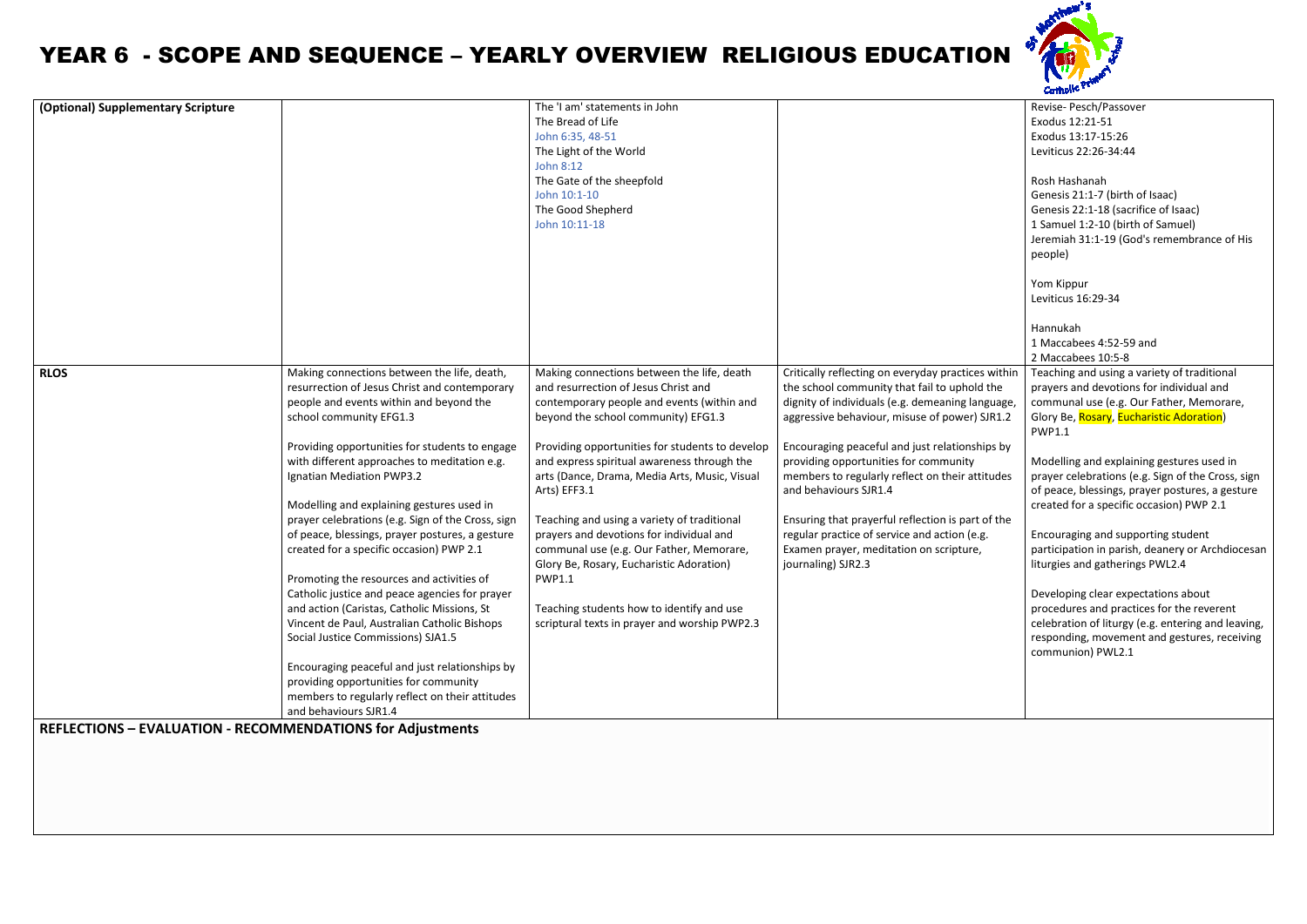# YEAR 6 - SCOPE AND SEQUENCE – YEARLY OVERVIEW RELIGIOUS EDUCATION

| | | | | |
|---|---|---|---|---|
| **(Optional) Supplementary Scripture** | | The 'I am' statements in John<br>The Bread of Life<br>John 6:35, 48-51<br>The Light of the World<br>John 8:12<br>The Gate of the sheepfold<br>John 10:1-10<br>The Good Shepherd<br>John 10:11-18 | | Revise- Pesch/Passover<br>Exodus 12:21-51<br>Exodus 13:17-15:26<br>Leviticus 22:26-34:44<br><br>Rosh Hashanah<br>Genesis 21:1-7 (birth of Isaac)<br>Genesis 22:1-18 (sacrifice of Isaac)<br>1 Samuel 1:2-10 (birth of Samuel)<br>Jeremiah 31:1-19 (God's remembrance of His people)<br><br>Yom Kippur<br>Leviticus 16:29-34<br><br>Hannukah<br>1 Maccabees 4:52-59 and<br>2 Maccabees 10:5-8 |
| **RLOS** | Making connections between the life, death, resurrection of Jesus Christ and contemporary people and events within and beyond the school community EFG1.3<br><br>Providing opportunities for students to engage with different approaches to meditation e.g. Ignatian Mediation PWP3.2<br><br>Modelling and explaining gestures used in prayer celebrations (e.g. Sign of the Cross, sign of peace, blessings, prayer postures, a gesture created for a specific occasion) PWP 2.1<br><br>Promoting the resources and activities of Catholic justice and peace agencies for prayer and action (Caristas, Catholic Missions, St Vincent de Paul, Australian Catholic Bishops Social Justice Commissions) SJA1.5<br><br>Encouraging peaceful and just relationships by providing opportunities for community members to regularly reflect on their attitudes and behaviours SJR1.4 | Making connections between the life, death and resurrection of Jesus Christ and contemporary people and events (within and beyond the school community) EFG1.3<br><br>Providing opportunities for students to develop and express spiritual awareness through the arts (Dance, Drama, Media Arts, Music, Visual Arts) EFF3.1<br><br>Teaching and using a variety of traditional prayers and devotions for individual and communal use (e.g. Our Father, Memorare, Glory Be, Rosary, Eucharistic Adoration) PWP1.1<br><br>Teaching students how to identify and use scriptural texts in prayer and worship PWP2.3 | Critically reflecting on everyday practices within the school community that fail to uphold the dignity of individuals (e.g. demeaning language, aggressive behaviour, misuse of power) SJR1.2<br><br>Encouraging peaceful and just relationships by providing opportunities for community members to regularly reflect on their attitudes and behaviours SJR1.4<br><br>Ensuring that prayerful reflection is part of the regular practice of service and action (e.g. Examen prayer, meditation on scripture, journaling) SJR2.3 | Teaching and using a variety of traditional prayers and devotions for individual and communal use (e.g. Our Father, Memorare, Glory Be, Rosary, Eucharistic Adoration) PWP1.1<br><br>Modelling and explaining gestures used in prayer celebrations (e.g. Sign of the Cross, sign of peace, blessings, prayer postures, a gesture created for a specific occasion) PWP 2.1<br><br>Encouraging and supporting student participation in parish, deanery or Archdiocesan liturgies and gatherings PWL2.4<br><br>Developing clear expectations about procedures and practices for the reverent celebration of liturgy (e.g. entering and leaving, responding, movement and gestures, receiving communion) PWL2.1 |

**REFLECTIONS – EVALUATION - RECOMMENDATIONS for Adjustments**